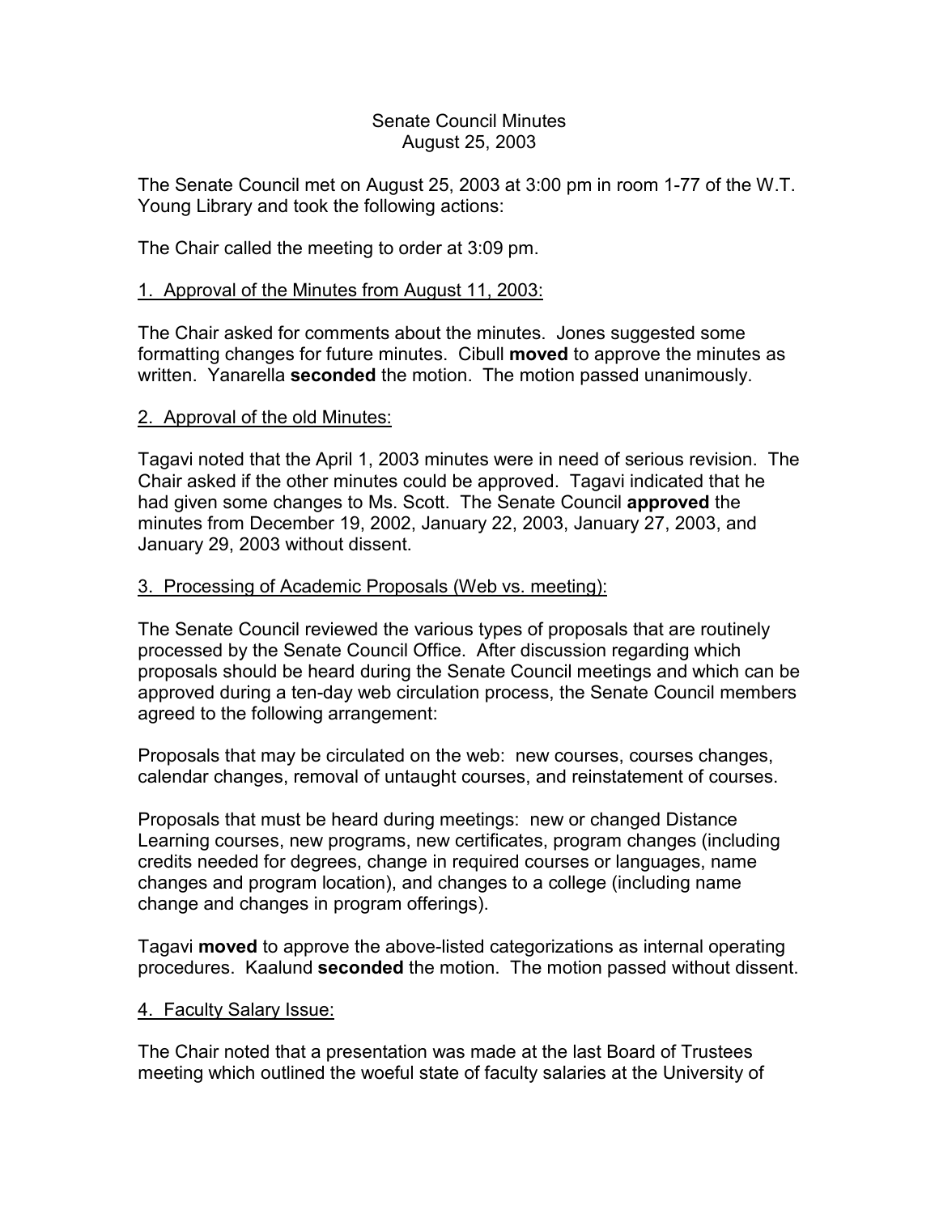# Senate Council Minutes
## August 25, 2003

The Senate Council met on August 25, 2003 at 3:00 pm in room 1-77 of the W.T. Young Library and took the following actions:

The Chair called the meeting to order at 3:09 pm.

1. Approval of the Minutes from August 11, 2003:

The Chair asked for comments about the minutes. Jones suggested some formatting changes for future minutes. Cibull **moved** to approve the minutes as written. Yanarella **seconded** the motion. The motion passed unanimously.

2. Approval of the old Minutes:

Tagavi noted that the April 1, 2003 minutes were in need of serious revision. The Chair asked if the other minutes could be approved. Tagavi indicated that he had given some changes to Ms. Scott. The Senate Council **approved** the minutes from December 19, 2002, January 22, 2003, January 27, 2003, and January 29, 2003 without dissent.

3. Processing of Academic Proposals (Web vs. meeting):

The Senate Council reviewed the various types of proposals that are routinely processed by the Senate Council Office. After discussion regarding which proposals should be heard during the Senate Council meetings and which can be approved during a ten-day web circulation process, the Senate Council members agreed to the following arrangement:

Proposals that may be circulated on the web: new courses, courses changes, calendar changes, removal of untaught courses, and reinstatement of courses.

Proposals that must be heard during meetings: new or changed Distance Learning courses, new programs, new certificates, program changes (including credits needed for degrees, change in required courses or languages, name changes and program location), and changes to a college (including name change and changes in program offerings).

Tagavi **moved** to approve the above-listed categorizations as internal operating procedures. Kaalund **seconded** the motion. The motion passed without dissent.

4. Faculty Salary Issue:

The Chair noted that a presentation was made at the last Board of Trustees meeting which outlined the woeful state of faculty salaries at the University of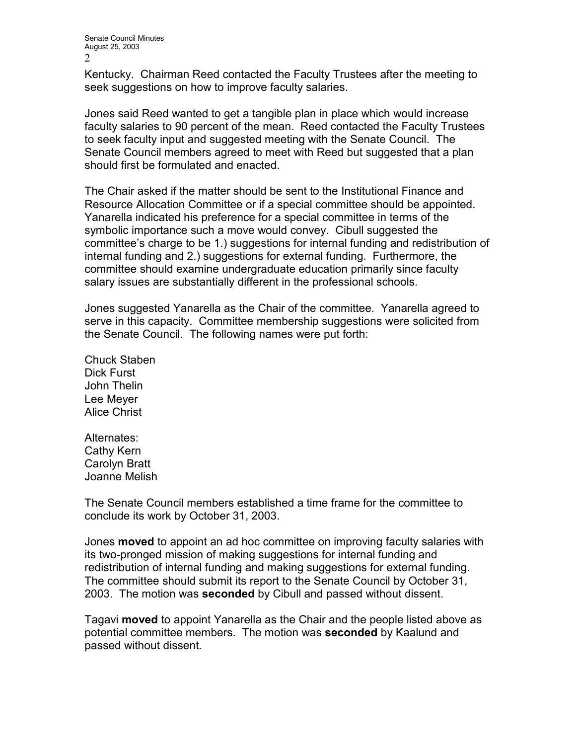Kentucky. Chairman Reed contacted the Faculty Trustees after the meeting to seek suggestions on how to improve faculty salaries.

Jones said Reed wanted to get a tangible plan in place which would increase faculty salaries to 90 percent of the mean. Reed contacted the Faculty Trustees to seek faculty input and suggested meeting with the Senate Council. The Senate Council members agreed to meet with Reed but suggested that a plan should first be formulated and enacted.

The Chair asked if the matter should be sent to the Institutional Finance and Resource Allocation Committee or if a special committee should be appointed. Yanarella indicated his preference for a special committee in terms of the symbolic importance such a move would convey. Cibull suggested the committee's charge to be 1.) suggestions for internal funding and redistribution of internal funding and 2.) suggestions for external funding. Furthermore, the committee should examine undergraduate education primarily since faculty salary issues are substantially different in the professional schools.

Jones suggested Yanarella as the Chair of the committee. Yanarella agreed to serve in this capacity. Committee membership suggestions were solicited from the Senate Council. The following names were put forth:

Chuck Staben
Dick Furst
John Thelin
Lee Meyer
Alice Christ

Alternates:
Cathy Kern
Carolyn Bratt
Joanne Melish

The Senate Council members established a time frame for the committee to conclude its work by October 31, 2003.

Jones **moved** to appoint an ad hoc committee on improving faculty salaries with its two-pronged mission of making suggestions for internal funding and redistribution of internal funding and making suggestions for external funding. The committee should submit its report to the Senate Council by October 31, 2003. The motion was **seconded** by Cibull and passed without dissent.

Tagavi **moved** to appoint Yanarella as the Chair and the people listed above as potential committee members. The motion was **seconded** by Kaalund and passed without dissent.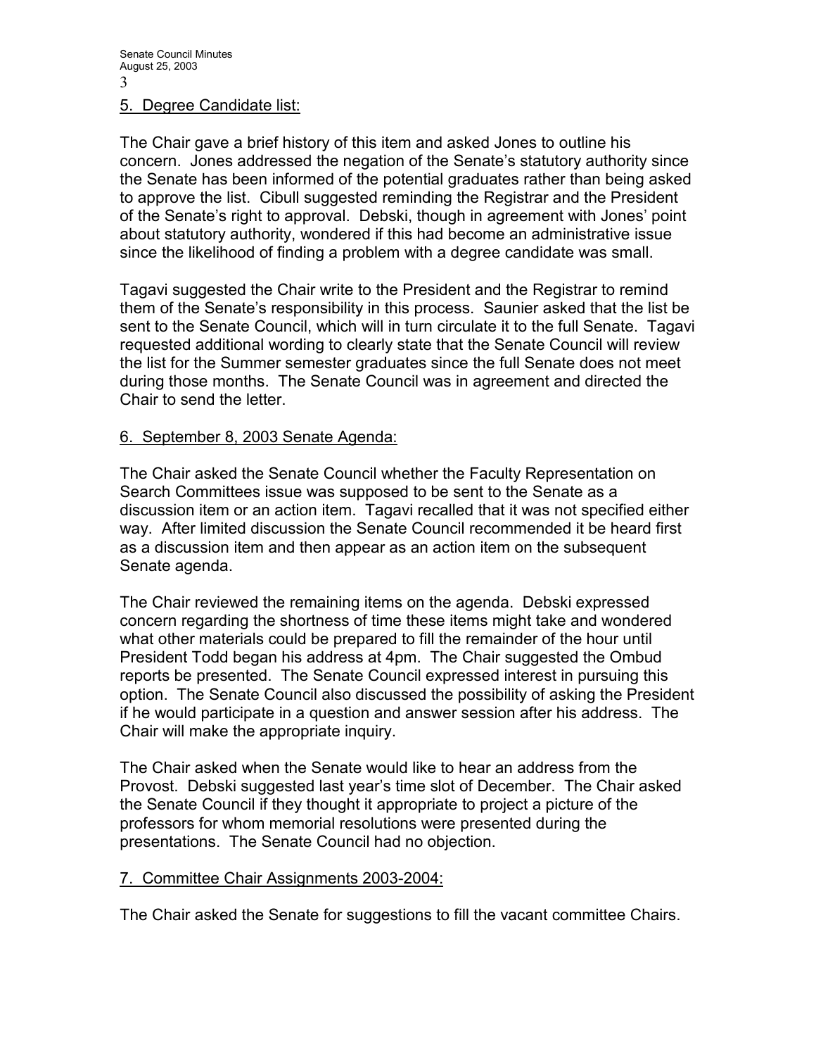5. Degree Candidate list:

The Chair gave a brief history of this item and asked Jones to outline his concern. Jones addressed the negation of the Senate's statutory authority since the Senate has been informed of the potential graduates rather than being asked to approve the list. Cibull suggested reminding the Registrar and the President of the Senate's right to approval. Debski, though in agreement with Jones' point about statutory authority, wondered if this had become an administrative issue since the likelihood of finding a problem with a degree candidate was small.

Tagavi suggested the Chair write to the President and the Registrar to remind them of the Senate's responsibility in this process. Saunier asked that the list be sent to the Senate Council, which will in turn circulate it to the full Senate. Tagavi requested additional wording to clearly state that the Senate Council will review the list for the Summer semester graduates since the full Senate does not meet during those months. The Senate Council was in agreement and directed the Chair to send the letter.

6. September 8, 2003 Senate Agenda:

The Chair asked the Senate Council whether the Faculty Representation on Search Committees issue was supposed to be sent to the Senate as a discussion item or an action item. Tagavi recalled that it was not specified either way. After limited discussion the Senate Council recommended it be heard first as a discussion item and then appear as an action item on the subsequent Senate agenda.

The Chair reviewed the remaining items on the agenda. Debski expressed concern regarding the shortness of time these items might take and wondered what other materials could be prepared to fill the remainder of the hour until President Todd began his address at 4pm. The Chair suggested the Ombud reports be presented. The Senate Council expressed interest in pursuing this option. The Senate Council also discussed the possibility of asking the President if he would participate in a question and answer session after his address. The Chair will make the appropriate inquiry.

The Chair asked when the Senate would like to hear an address from the Provost. Debski suggested last year's time slot of December. The Chair asked the Senate Council if they thought it appropriate to project a picture of the professors for whom memorial resolutions were presented during the presentations. The Senate Council had no objection.

7. Committee Chair Assignments 2003-2004:

The Chair asked the Senate for suggestions to fill the vacant committee Chairs.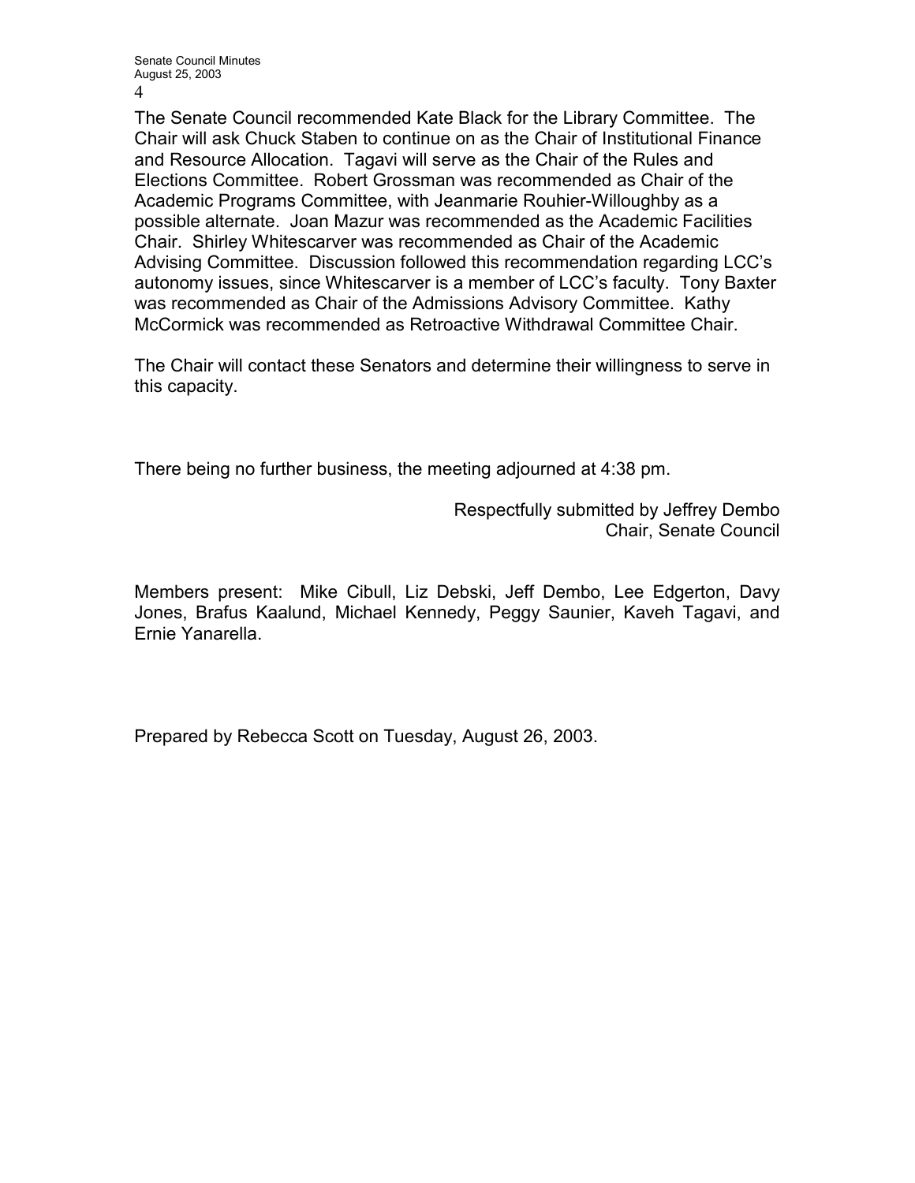The Senate Council recommended Kate Black for the Library Committee. The Chair will ask Chuck Staben to continue on as the Chair of Institutional Finance and Resource Allocation. Tagavi will serve as the Chair of the Rules and Elections Committee. Robert Grossman was recommended as Chair of the Academic Programs Committee, with Jeanmarie Rouhier-Willoughby as a possible alternate. Joan Mazur was recommended as the Academic Facilities Chair. Shirley Whitescarver was recommended as Chair of the Academic Advising Committee. Discussion followed this recommendation regarding LCC's autonomy issues, since Whitescarver is a member of LCC's faculty. Tony Baxter was recommended as Chair of the Admissions Advisory Committee. Kathy McCormick was recommended as Retroactive Withdrawal Committee Chair.

The Chair will contact these Senators and determine their willingness to serve in this capacity.

There being no further business, the meeting adjourned at 4:38 pm.

Respectfully submitted by Jeffrey Dembo
Chair, Senate Council

Members present: Mike Cibull, Liz Debski, Jeff Dembo, Lee Edgerton, Davy Jones, Brafus Kaalund, Michael Kennedy, Peggy Saunier, Kaveh Tagavi, and Ernie Yanarella.

Prepared by Rebecca Scott on Tuesday, August 26, 2003.